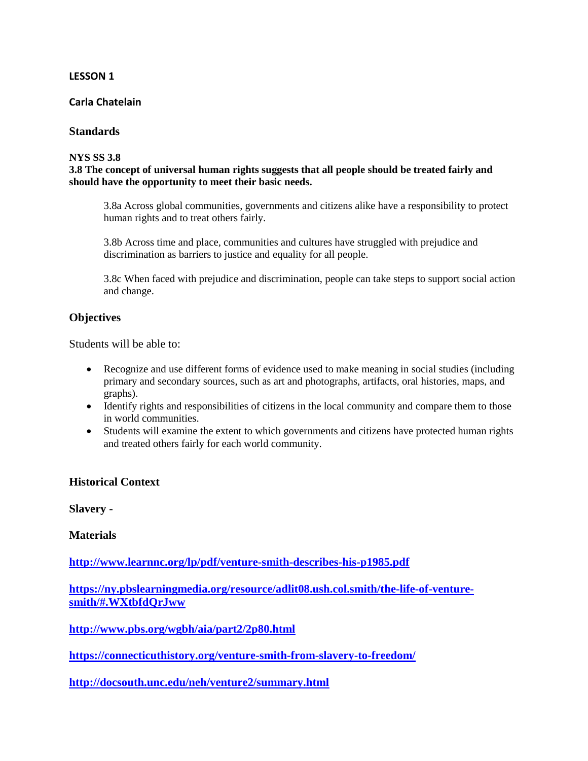# LESSON 1

**Carla Chatelain**

## Standards

**NYS SS 3.8**
**3.8 The concept of universal human rights suggests that all people should be treated fairly and should have the opportunity to meet their basic needs.**

> 3.8a Across global communities, governments and citizens alike have a responsibility to protect human rights and to treat others fairly.
>
> 3.8b Across time and place, communities and cultures have struggled with prejudice and discrimination as barriers to justice and equality for all people.
>
> 3.8c When faced with prejudice and discrimination, people can take steps to support social action and change.

## Objectives

Students will be able to:

- Recognize and use different forms of evidence used to make meaning in social studies (including primary and secondary sources, such as art and photographs, artifacts, oral histories, maps, and graphs).
- Identify rights and responsibilities of citizens in the local community and compare them to those in world communities.
- Students will examine the extent to which governments and citizens have protected human rights and treated others fairly for each world community.

## Historical Context

**Slavery -**

## Materials

**http://www.learnnc.org/lp/pdf/venture-smith-describes-his-p1985.pdf**

**https://ny.pbslearningmedia.org/resource/adlit08.ush.col.smith/the-life-of-venture-smith/#.WXtbfdQrJww**

**http://www.pbs.org/wgbh/aia/part2/2p80.html**

**https://connecticuthistory.org/venture-smith-from-slavery-to-freedom/**

**http://docsouth.unc.edu/neh/venture2/summary.html**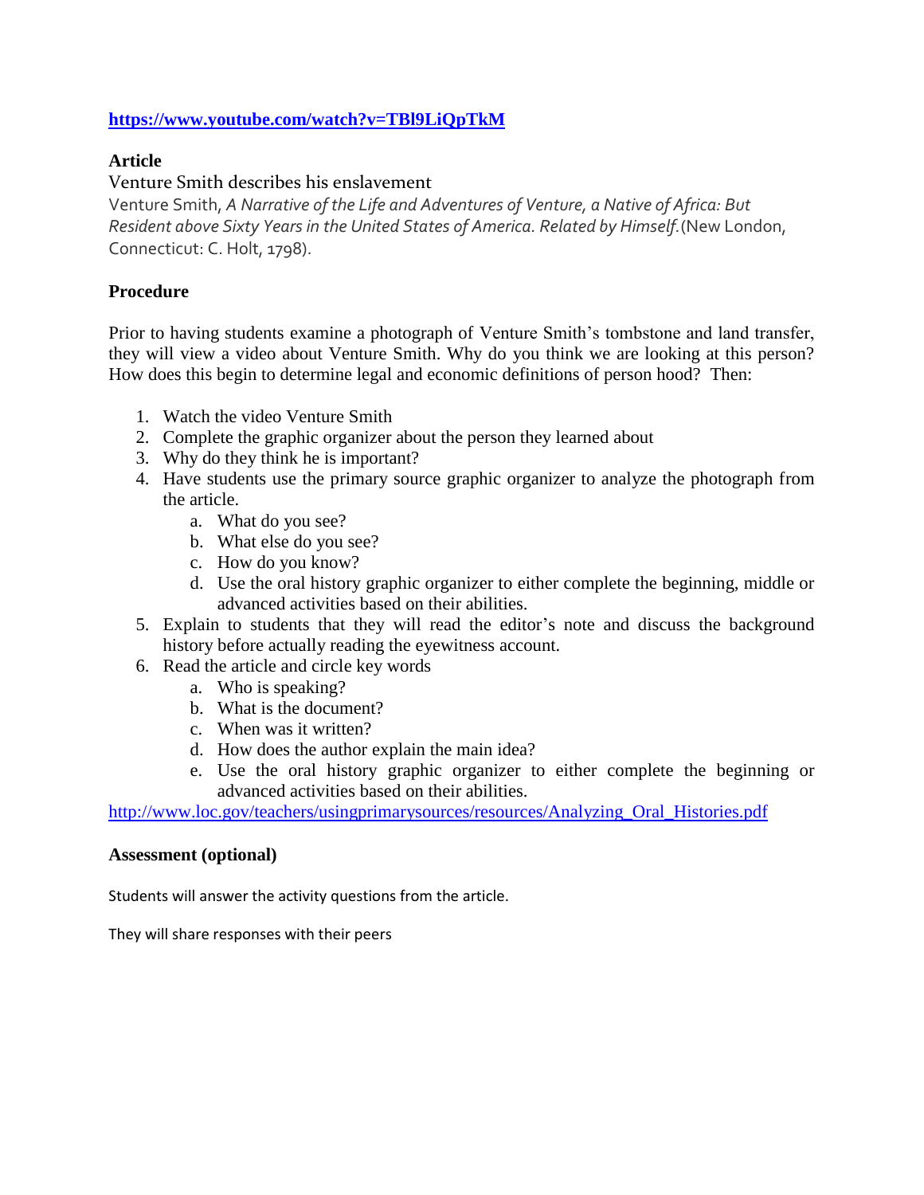**https://www.youtube.com/watch?v=TBl9LiQpTkM**

### Article

Venture Smith describes his enslavement

Venture Smith, *A Narrative of the Life and Adventures of Venture, a Native of Africa: But Resident above Sixty Years in the United States of America. Related by Himself.* (New London, Connecticut: C. Holt, 1798).

### Procedure

Prior to having students examine a photograph of Venture Smith's tombstone and land transfer, they will view a video about Venture Smith. Why do you think we are looking at this person? How does this begin to determine legal and economic definitions of person hood? Then:

1. Watch the video Venture Smith
2. Complete the graphic organizer about the person they learned about
3. Why do they think he is important?
4. Have students use the primary source graphic organizer to analyze the photograph from the article.
   a. What do you see?
   b. What else do you see?
   c. How do you know?
   d. Use the oral history graphic organizer to either complete the beginning, middle or advanced activities based on their abilities.
5. Explain to students that they will read the editor's note and discuss the background history before actually reading the eyewitness account.
6. Read the article and circle key words
   a. Who is speaking?
   b. What is the document?
   c. When was it written?
   d. How does the author explain the main idea?
   e. Use the oral history graphic organizer to either complete the beginning or advanced activities based on their abilities.

http://www.loc.gov/teachers/usingprimarysources/resources/Analyzing_Oral_Histories.pdf

### Assessment (optional)

Students will answer the activity questions from the article.

They will share responses with their peers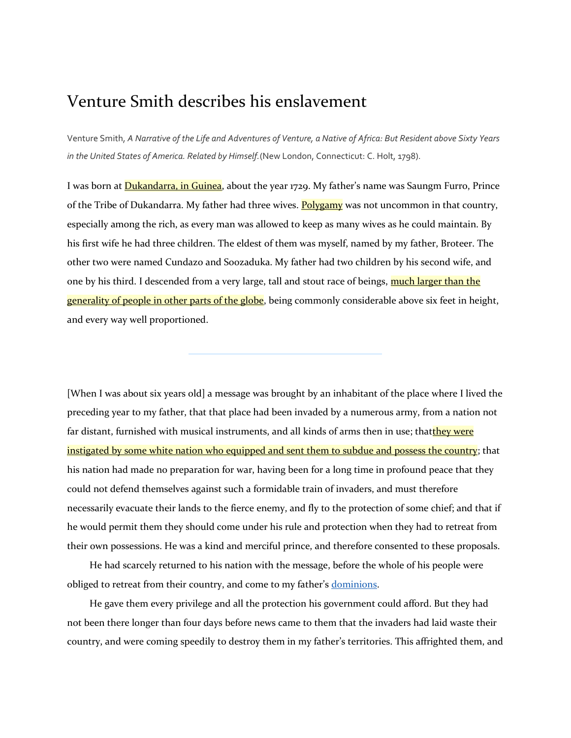# Venture Smith describes his enslavement

Venture Smith, *A Narrative of the Life and Adventures of Venture, a Native of Africa: But Resident above Sixty Years in the United States of America. Related by Himself.* (New London, Connecticut: C. Holt, 1798).

I was born at Dukandarra, in Guinea, about the year 1729. My father's name was Saungm Furro, Prince of the Tribe of Dukandarra. My father had three wives. Polygamy was not uncommon in that country, especially among the rich, as every man was allowed to keep as many wives as he could maintain. By his first wife he had three children. The eldest of them was myself, named by my father, Broteer. The other two were named Cundazo and Soozaduka. My father had two children by his second wife, and one by his third. I descended from a very large, tall and stout race of beings, much larger than the generality of people in other parts of the globe, being commonly considerable above six feet in height, and every way well proportioned.

---

[When I was about six years old] a message was brought by an inhabitant of the place where I lived the preceding year to my father, that that place had been invaded by a numerous army, from a nation not far distant, furnished with musical instruments, and all kinds of arms then in use; thatthey were instigated by some white nation who equipped and sent them to subdue and possess the country; that his nation had made no preparation for war, having been for a long time in profound peace that they could not defend themselves against such a formidable train of invaders, and must therefore necessarily evacuate their lands to the fierce enemy, and fly to the protection of some chief; and that if he would permit them they should come under his rule and protection when they had to retreat from their own possessions. He was a kind and merciful prince, and therefore consented to these proposals.

He had scarcely returned to his nation with the message, before the whole of his people were obliged to retreat from their country, and come to my father's dominions.

He gave them every privilege and all the protection his government could afford. But they had not been there longer than four days before news came to them that the invaders had laid waste their country, and were coming speedily to destroy them in my father's territories. This affrighted them, and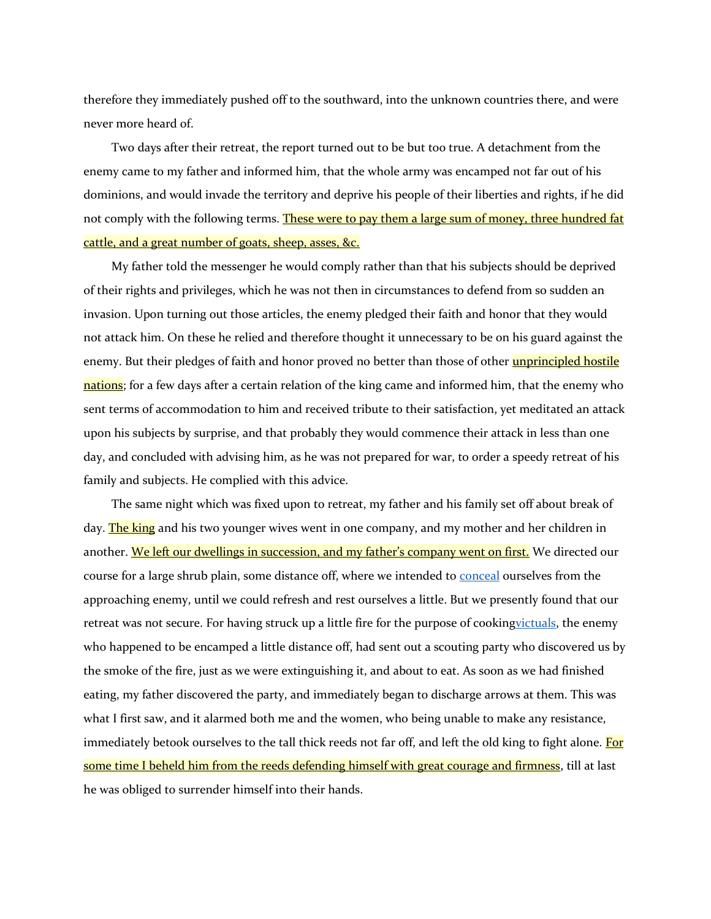therefore they immediately pushed off to the southward, into the unknown countries there, and were never more heard of.

Two days after their retreat, the report turned out to be but too true. A detachment from the enemy came to my father and informed him, that the whole army was encamped not far out of his dominions, and would invade the territory and deprive his people of their liberties and rights, if he did not comply with the following terms. These were to pay them a large sum of money, three hundred fat cattle, and a great number of goats, sheep, asses, &c.

My father told the messenger he would comply rather than that his subjects should be deprived of their rights and privileges, which he was not then in circumstances to defend from so sudden an invasion. Upon turning out those articles, the enemy pledged their faith and honor that they would not attack him. On these he relied and therefore thought it unnecessary to be on his guard against the enemy. But their pledges of faith and honor proved no better than those of other unprincipled hostile nations; for a few days after a certain relation of the king came and informed him, that the enemy who sent terms of accommodation to him and received tribute to their satisfaction, yet meditated an attack upon his subjects by surprise, and that probably they would commence their attack in less than one day, and concluded with advising him, as he was not prepared for war, to order a speedy retreat of his family and subjects. He complied with this advice.

The same night which was fixed upon to retreat, my father and his family set off about break of day. The king and his two younger wives went in one company, and my mother and her children in another. We left our dwellings in succession, and my father's company went on first. We directed our course for a large shrub plain, some distance off, where we intended to conceal ourselves from the approaching enemy, until we could refresh and rest ourselves a little. But we presently found that our retreat was not secure. For having struck up a little fire for the purpose of cookingvictuals, the enemy who happened to be encamped a little distance off, had sent out a scouting party who discovered us by the smoke of the fire, just as we were extinguishing it, and about to eat. As soon as we had finished eating, my father discovered the party, and immediately began to discharge arrows at them. This was what I first saw, and it alarmed both me and the women, who being unable to make any resistance, immediately betook ourselves to the tall thick reeds not far off, and left the old king to fight alone. For some time I beheld him from the reeds defending himself with great courage and firmness, till at last he was obliged to surrender himself into their hands.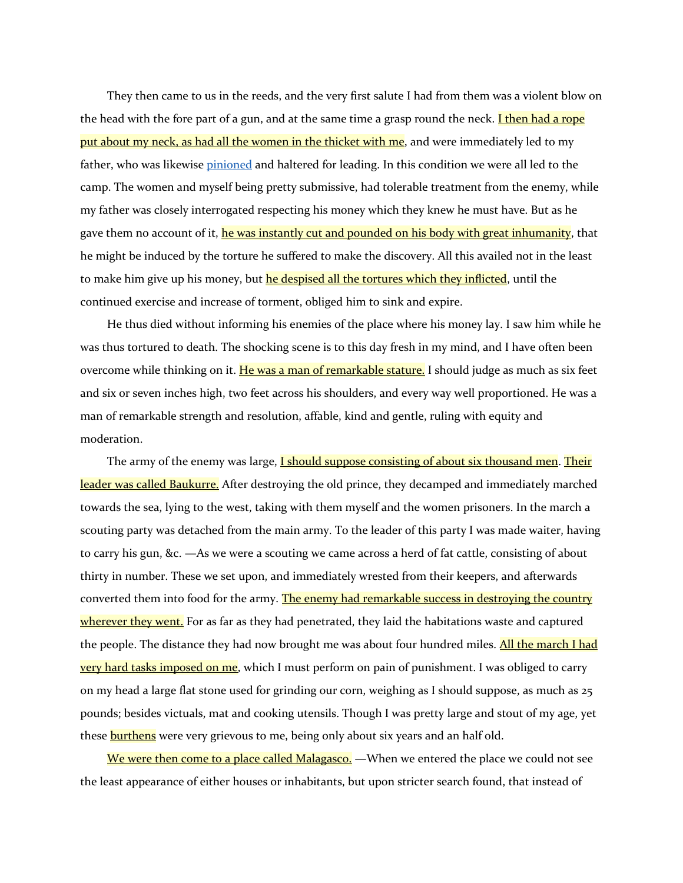They then came to us in the reeds, and the very first salute I had from them was a violent blow on the head with the fore part of a gun, and at the same time a grasp round the neck. I then had a rope put about my neck, as had all the women in the thicket with me, and were immediately led to my father, who was likewise pinioned and haltered for leading. In this condition we were all led to the camp. The women and myself being pretty submissive, had tolerable treatment from the enemy, while my father was closely interrogated respecting his money which they knew he must have. But as he gave them no account of it, he was instantly cut and pounded on his body with great inhumanity, that he might be induced by the torture he suffered to make the discovery. All this availed not in the least to make him give up his money, but he despised all the tortures which they inflicted, until the continued exercise and increase of torment, obliged him to sink and expire.

He thus died without informing his enemies of the place where his money lay. I saw him while he was thus tortured to death. The shocking scene is to this day fresh in my mind, and I have often been overcome while thinking on it. He was a man of remarkable stature. I should judge as much as six feet and six or seven inches high, two feet across his shoulders, and every way well proportioned. He was a man of remarkable strength and resolution, affable, kind and gentle, ruling with equity and moderation.

The army of the enemy was large, I should suppose consisting of about six thousand men. Their leader was called Baukurre. After destroying the old prince, they decamped and immediately marched towards the sea, lying to the west, taking with them myself and the women prisoners. In the march a scouting party was detached from the main army. To the leader of this party I was made waiter, having to carry his gun, &c. —As we were a scouting we came across a herd of fat cattle, consisting of about thirty in number. These we set upon, and immediately wrested from their keepers, and afterwards converted them into food for the army. The enemy had remarkable success in destroying the country wherever they went. For as far as they had penetrated, they laid the habitations waste and captured the people. The distance they had now brought me was about four hundred miles. All the march I had very hard tasks imposed on me, which I must perform on pain of punishment. I was obliged to carry on my head a large flat stone used for grinding our corn, weighing as I should suppose, as much as 25 pounds; besides victuals, mat and cooking utensils. Though I was pretty large and stout of my age, yet these burthens were very grievous to me, being only about six years and an half old.

We were then come to a place called Malagasco. —When we entered the place we could not see the least appearance of either houses or inhabitants, but upon stricter search found, that instead of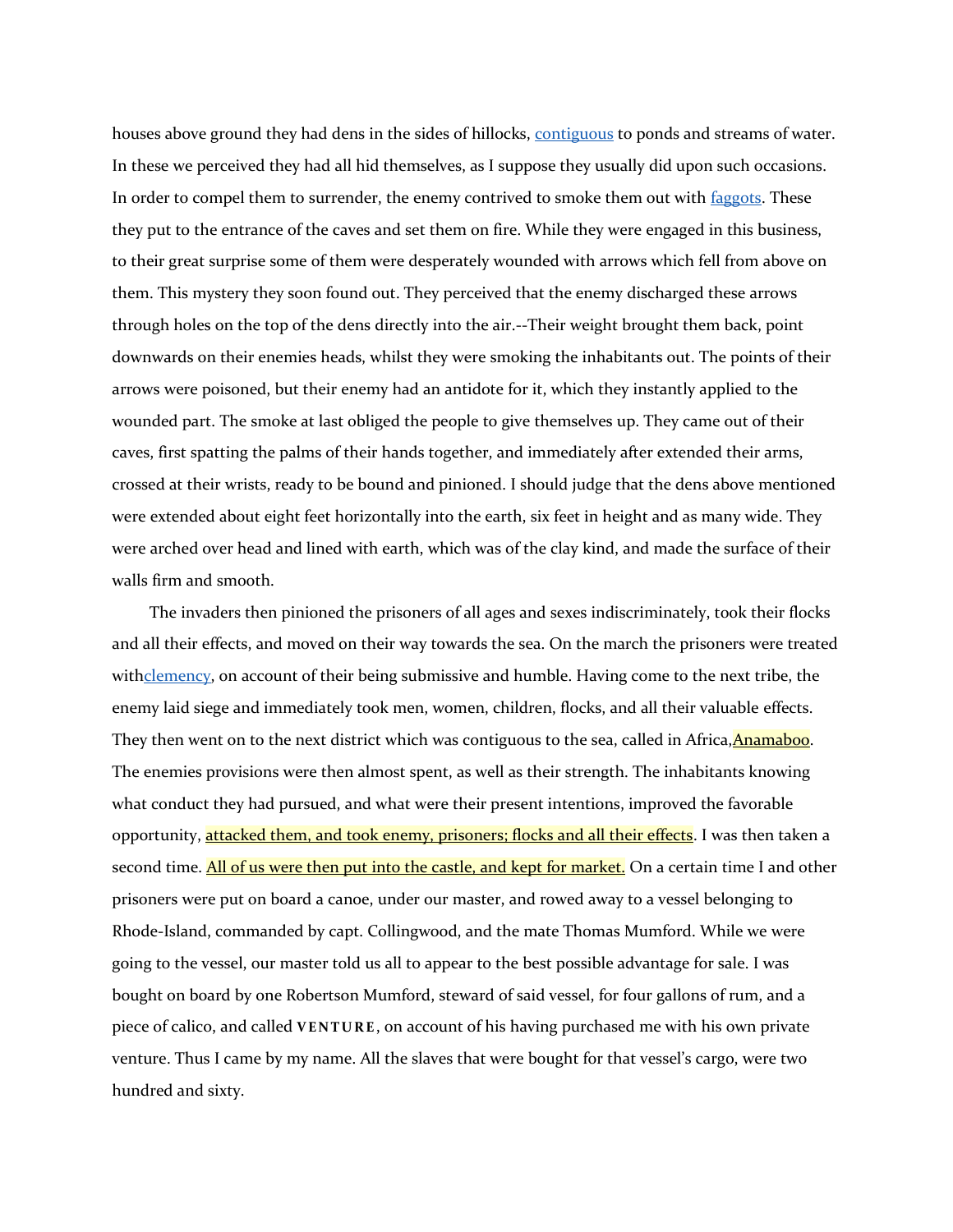houses above ground they had dens in the sides of hillocks, contiguous to ponds and streams of water. In these we perceived they had all hid themselves, as I suppose they usually did upon such occasions. In order to compel them to surrender, the enemy contrived to smoke them out with faggots. These they put to the entrance of the caves and set them on fire. While they were engaged in this business, to their great surprise some of them were desperately wounded with arrows which fell from above on them. This mystery they soon found out. They perceived that the enemy discharged these arrows through holes on the top of the dens directly into the air.--Their weight brought them back, point downwards on their enemies heads, whilst they were smoking the inhabitants out. The points of their arrows were poisoned, but their enemy had an antidote for it, which they instantly applied to the wounded part. The smoke at last obliged the people to give themselves up. They came out of their caves, first spatting the palms of their hands together, and immediately after extended their arms, crossed at their wrists, ready to be bound and pinioned. I should judge that the dens above mentioned were extended about eight feet horizontally into the earth, six feet in height and as many wide. They were arched over head and lined with earth, which was of the clay kind, and made the surface of their walls firm and smooth.

The invaders then pinioned the prisoners of all ages and sexes indiscriminately, took their flocks and all their effects, and moved on their way towards the sea. On the march the prisoners were treated withclemency, on account of their being submissive and humble. Having come to the next tribe, the enemy laid siege and immediately took men, women, children, flocks, and all their valuable effects. They then went on to the next district which was contiguous to the sea, called in Africa,Anamaboo. The enemies provisions were then almost spent, as well as their strength. The inhabitants knowing what conduct they had pursued, and what were their present intentions, improved the favorable opportunity, attacked them, and took enemy, prisoners; flocks and all their effects. I was then taken a second time. All of us were then put into the castle, and kept for market. On a certain time I and other prisoners were put on board a canoe, under our master, and rowed away to a vessel belonging to Rhode-Island, commanded by capt. Collingwood, and the mate Thomas Mumford. While we were going to the vessel, our master told us all to appear to the best possible advantage for sale. I was bought on board by one Robertson Mumford, steward of said vessel, for four gallons of rum, and a piece of calico, and called **VENTURE**, on account of his having purchased me with his own private venture. Thus I came by my name. All the slaves that were bought for that vessel's cargo, were two hundred and sixty.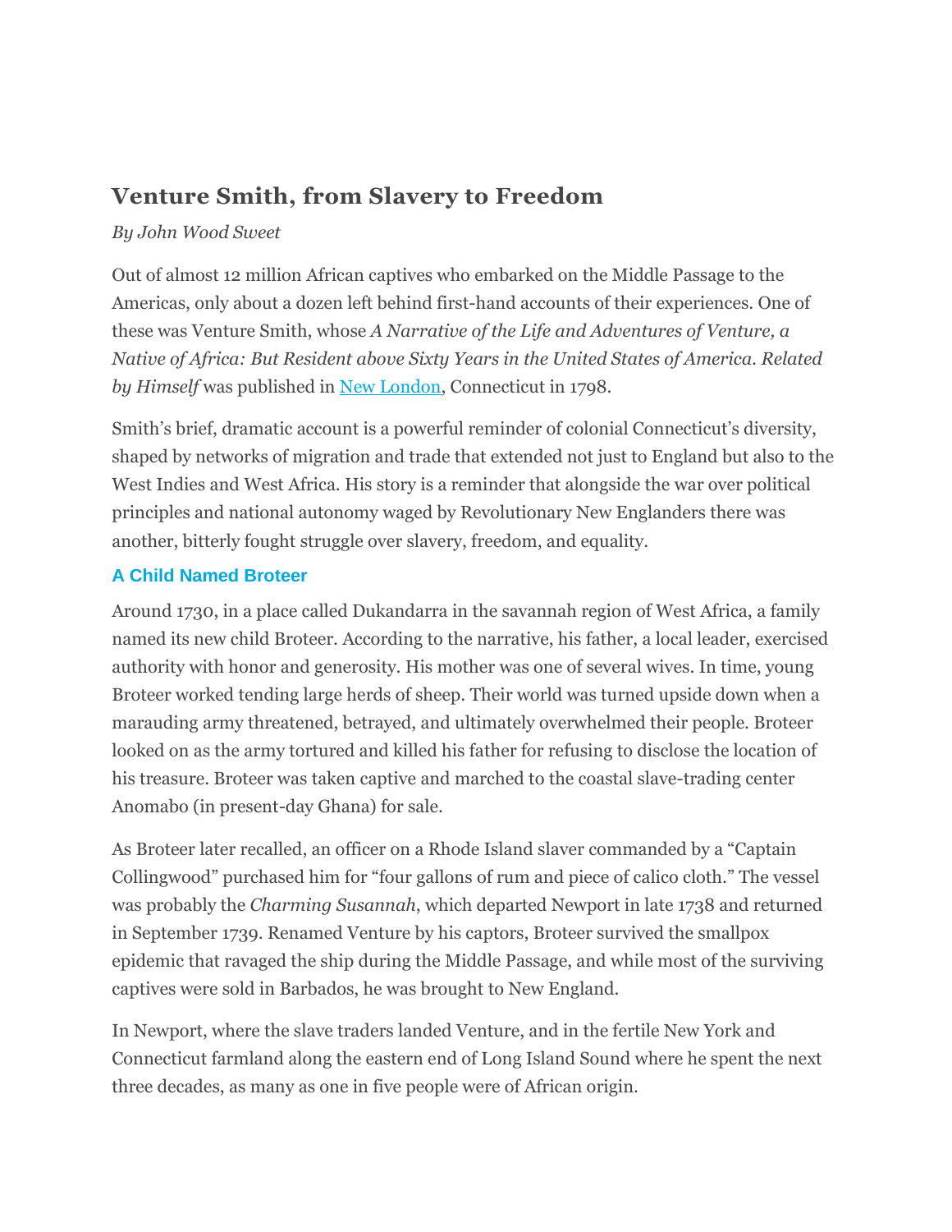## Venture Smith, from Slavery to Freedom

*By John Wood Sweet*

Out of almost 12 million African captives who embarked on the Middle Passage to the Americas, only about a dozen left behind first-hand accounts of their experiences. One of these was Venture Smith, whose *A Narrative of the Life and Adventures of Venture, a Native of Africa: But Resident above Sixty Years in the United States of America. Related by Himself* was published in New London, Connecticut in 1798.

Smith's brief, dramatic account is a powerful reminder of colonial Connecticut's diversity, shaped by networks of migration and trade that extended not just to England but also to the West Indies and West Africa. His story is a reminder that alongside the war over political principles and national autonomy waged by Revolutionary New Englanders there was another, bitterly fought struggle over slavery, freedom, and equality.

### A Child Named Broteer

Around 1730, in a place called Dukandarra in the savannah region of West Africa, a family named its new child Broteer. According to the narrative, his father, a local leader, exercised authority with honor and generosity. His mother was one of several wives. In time, young Broteer worked tending large herds of sheep. Their world was turned upside down when a marauding army threatened, betrayed, and ultimately overwhelmed their people. Broteer looked on as the army tortured and killed his father for refusing to disclose the location of his treasure. Broteer was taken captive and marched to the coastal slave-trading center Anomabo (in present-day Ghana) for sale.

As Broteer later recalled, an officer on a Rhode Island slaver commanded by a "Captain Collingwood" purchased him for "four gallons of rum and piece of calico cloth." The vessel was probably the *Charming Susannah*, which departed Newport in late 1738 and returned in September 1739. Renamed Venture by his captors, Broteer survived the smallpox epidemic that ravaged the ship during the Middle Passage, and while most of the surviving captives were sold in Barbados, he was brought to New England.

In Newport, where the slave traders landed Venture, and in the fertile New York and Connecticut farmland along the eastern end of Long Island Sound where he spent the next three decades, as many as one in five people were of African origin.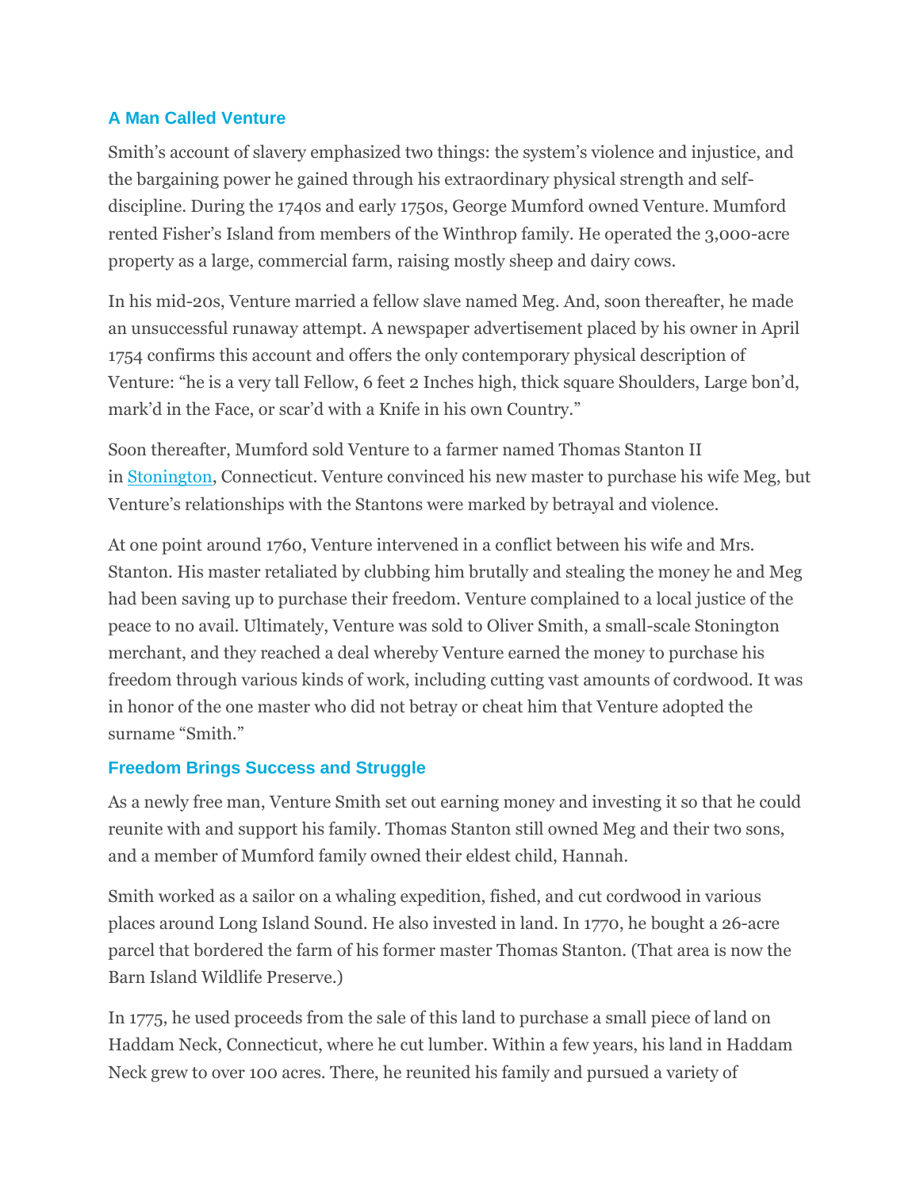### A Man Called Venture

Smith's account of slavery emphasized two things: the system's violence and injustice, and the bargaining power he gained through his extraordinary physical strength and self-discipline. During the 1740s and early 1750s, George Mumford owned Venture. Mumford rented Fisher's Island from members of the Winthrop family. He operated the 3,000-acre property as a large, commercial farm, raising mostly sheep and dairy cows.

In his mid-20s, Venture married a fellow slave named Meg. And, soon thereafter, he made an unsuccessful runaway attempt. A newspaper advertisement placed by his owner in April 1754 confirms this account and offers the only contemporary physical description of Venture: "he is a very tall Fellow, 6 feet 2 Inches high, thick square Shoulders, Large bon'd, mark'd in the Face, or scar'd with a Knife in his own Country."

Soon thereafter, Mumford sold Venture to a farmer named Thomas Stanton II in Stonington, Connecticut. Venture convinced his new master to purchase his wife Meg, but Venture's relationships with the Stantons were marked by betrayal and violence.

At one point around 1760, Venture intervened in a conflict between his wife and Mrs. Stanton. His master retaliated by clubbing him brutally and stealing the money he and Meg had been saving up to purchase their freedom. Venture complained to a local justice of the peace to no avail. Ultimately, Venture was sold to Oliver Smith, a small-scale Stonington merchant, and they reached a deal whereby Venture earned the money to purchase his freedom through various kinds of work, including cutting vast amounts of cordwood. It was in honor of the one master who did not betray or cheat him that Venture adopted the surname "Smith."

### Freedom Brings Success and Struggle

As a newly free man, Venture Smith set out earning money and investing it so that he could reunite with and support his family. Thomas Stanton still owned Meg and their two sons, and a member of Mumford family owned their eldest child, Hannah.

Smith worked as a sailor on a whaling expedition, fished, and cut cordwood in various places around Long Island Sound. He also invested in land. In 1770, he bought a 26-acre parcel that bordered the farm of his former master Thomas Stanton. (That area is now the Barn Island Wildlife Preserve.)

In 1775, he used proceeds from the sale of this land to purchase a small piece of land on Haddam Neck, Connecticut, where he cut lumber. Within a few years, his land in Haddam Neck grew to over 100 acres. There, he reunited his family and pursued a variety of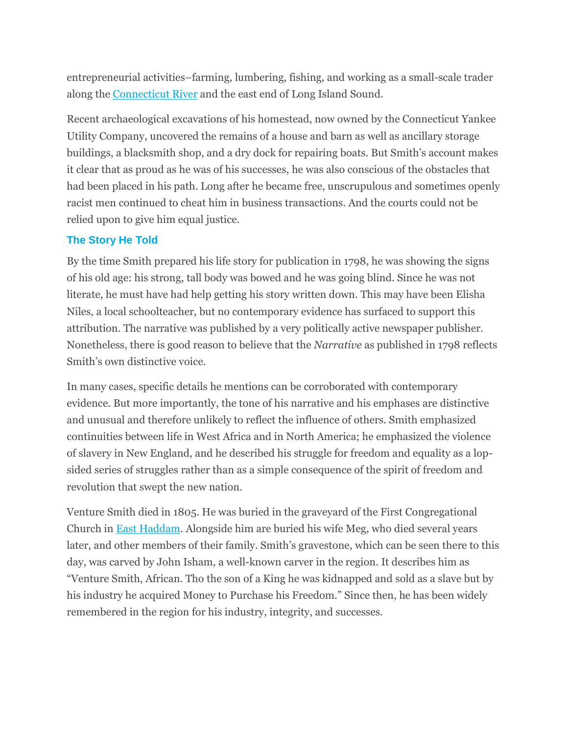entrepreneurial activities–farming, lumbering, fishing, and working as a small-scale trader along the [Connecticut River](#) and the east end of Long Island Sound.

Recent archaeological excavations of his homestead, now owned by the Connecticut Yankee Utility Company, uncovered the remains of a house and barn as well as ancillary storage buildings, a blacksmith shop, and a dry dock for repairing boats. But Smith's account makes it clear that as proud as he was of his successes, he was also conscious of the obstacles that had been placed in his path. Long after he became free, unscrupulous and sometimes openly racist men continued to cheat him in business transactions. And the courts could not be relied upon to give him equal justice.

### The Story He Told

By the time Smith prepared his life story for publication in 1798, he was showing the signs of his old age: his strong, tall body was bowed and he was going blind. Since he was not literate, he must have had help getting his story written down. This may have been Elisha Niles, a local schoolteacher, but no contemporary evidence has surfaced to support this attribution. The narrative was published by a very politically active newspaper publisher. Nonetheless, there is good reason to believe that the *Narrative* as published in 1798 reflects Smith's own distinctive voice.

In many cases, specific details he mentions can be corroborated with contemporary evidence. But more importantly, the tone of his narrative and his emphases are distinctive and unusual and therefore unlikely to reflect the influence of others. Smith emphasized continuities between life in West Africa and in North America; he emphasized the violence of slavery in New England, and he described his struggle for freedom and equality as a lop-sided series of struggles rather than as a simple consequence of the spirit of freedom and revolution that swept the new nation.

Venture Smith died in 1805. He was buried in the graveyard of the First Congregational Church in [East Haddam](#). Alongside him are buried his wife Meg, who died several years later, and other members of their family. Smith's gravestone, which can be seen there to this day, was carved by John Isham, a well-known carver in the region. It describes him as "Venture Smith, African. Tho the son of a King he was kidnapped and sold as a slave but by his industry he acquired Money to Purchase his Freedom." Since then, he has been widely remembered in the region for his industry, integrity, and successes.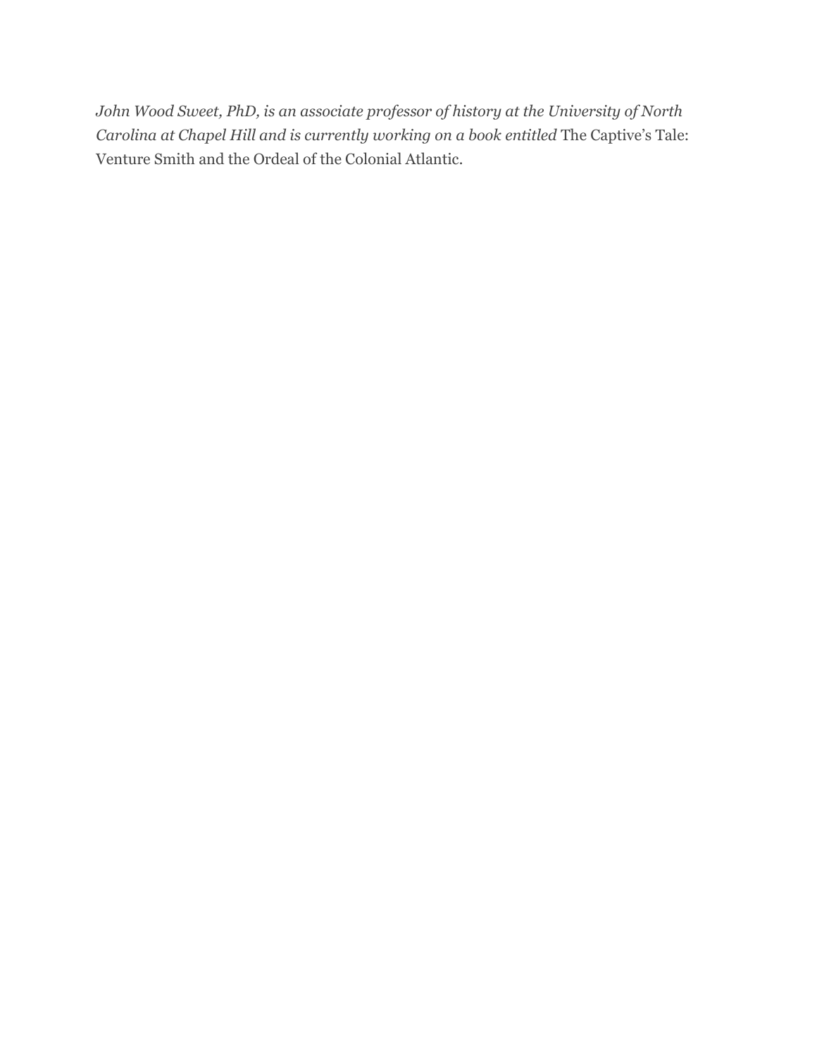*John Wood Sweet, PhD, is an associate professor of history at the University of North Carolina at Chapel Hill and is currently working on a book entitled* The Captive's Tale: Venture Smith and the Ordeal of the Colonial Atlantic.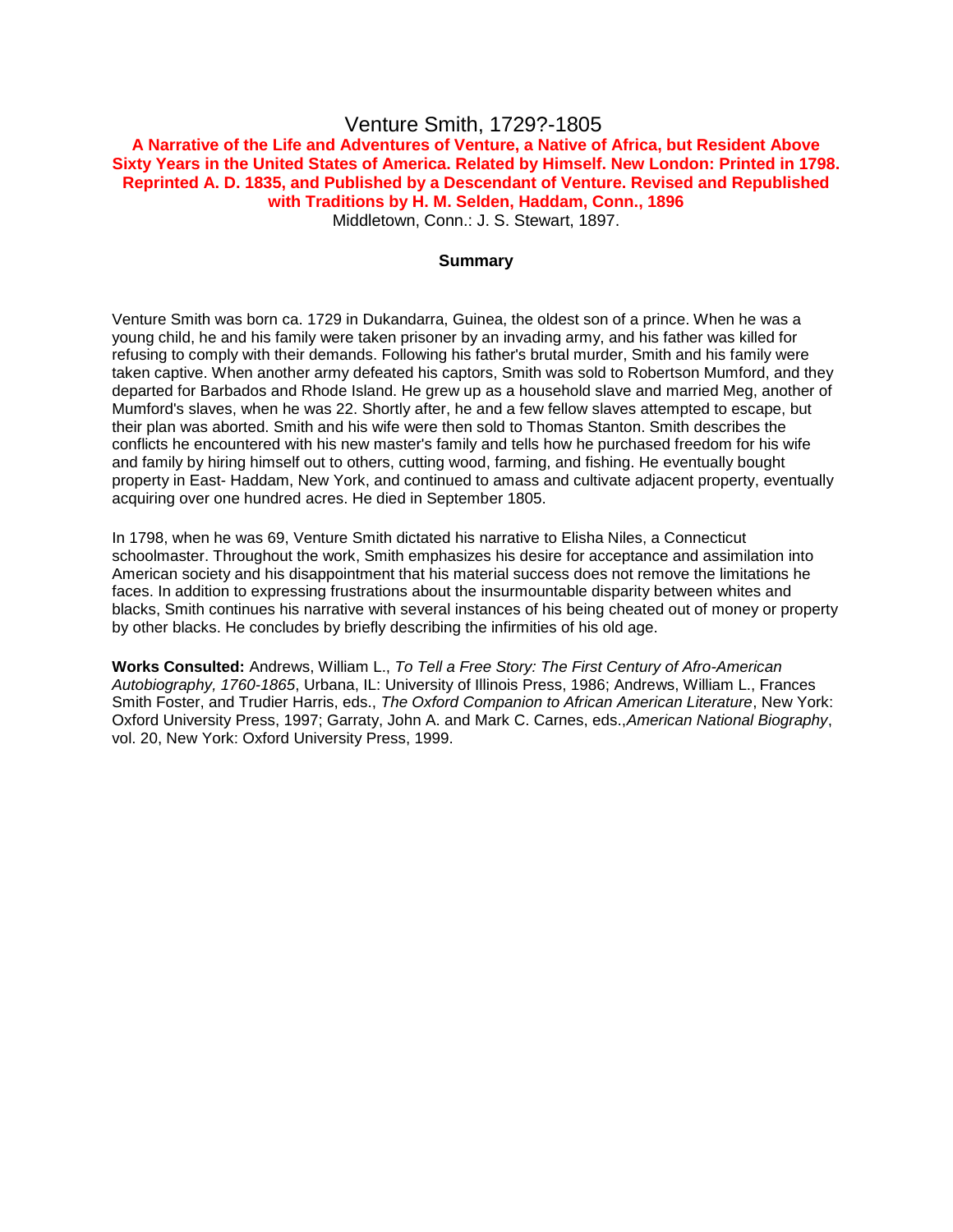# Venture Smith, 1729?-1805

**A Narrative of the Life and Adventures of Venture, a Native of Africa, but Resident Above Sixty Years in the United States of America. Related by Himself. New London: Printed in 1798. Reprinted A. D. 1835, and Published by a Descendant of Venture. Revised and Republished with Traditions by H. M. Selden, Haddam, Conn., 1896**

Middletown, Conn.: J. S. Stewart, 1897.

### Summary

Venture Smith was born ca. 1729 in Dukandarra, Guinea, the oldest son of a prince. When he was a young child, he and his family were taken prisoner by an invading army, and his father was killed for refusing to comply with their demands. Following his father's brutal murder, Smith and his family were taken captive. When another army defeated his captors, Smith was sold to Robertson Mumford, and they departed for Barbados and Rhode Island. He grew up as a household slave and married Meg, another of Mumford's slaves, when he was 22. Shortly after, he and a few fellow slaves attempted to escape, but their plan was aborted. Smith and his wife were then sold to Thomas Stanton. Smith describes the conflicts he encountered with his new master's family and tells how he purchased freedom for his wife and family by hiring himself out to others, cutting wood, farming, and fishing. He eventually bought property in East- Haddam, New York, and continued to amass and cultivate adjacent property, eventually acquiring over one hundred acres. He died in September 1805.

In 1798, when he was 69, Venture Smith dictated his narrative to Elisha Niles, a Connecticut schoolmaster. Throughout the work, Smith emphasizes his desire for acceptance and assimilation into American society and his disappointment that his material success does not remove the limitations he faces. In addition to expressing frustrations about the insurmountable disparity between whites and blacks, Smith continues his narrative with several instances of his being cheated out of money or property by other blacks. He concludes by briefly describing the infirmities of his old age.

**Works Consulted:** Andrews, William L., *To Tell a Free Story: The First Century of Afro-American Autobiography, 1760-1865*, Urbana, IL: University of Illinois Press, 1986; Andrews, William L., Frances Smith Foster, and Trudier Harris, eds., *The Oxford Companion to African American Literature*, New York: Oxford University Press, 1997; Garraty, John A. and Mark C. Carnes, eds.,*American National Biography*, vol. 20, New York: Oxford University Press, 1999.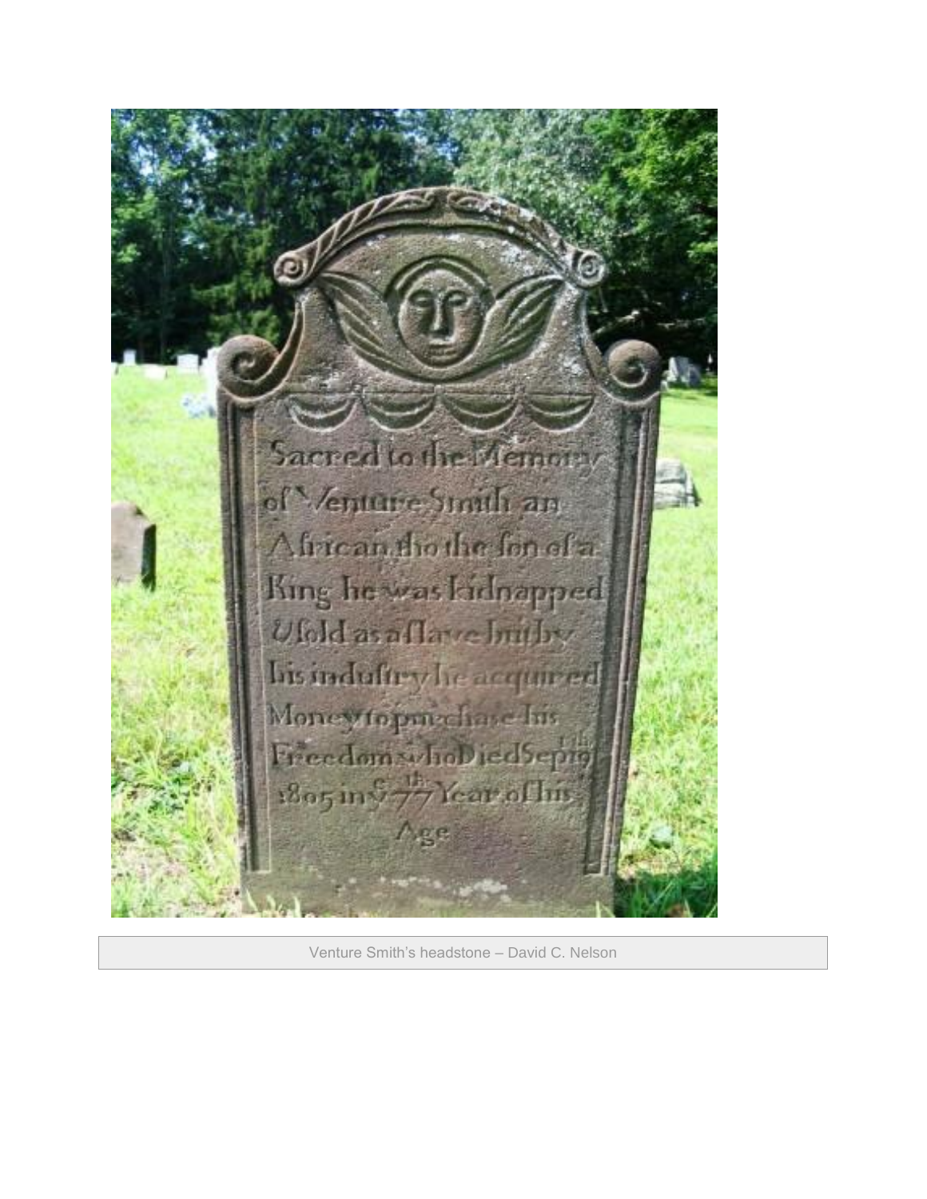Venture Smith's headstone – David C. Nelson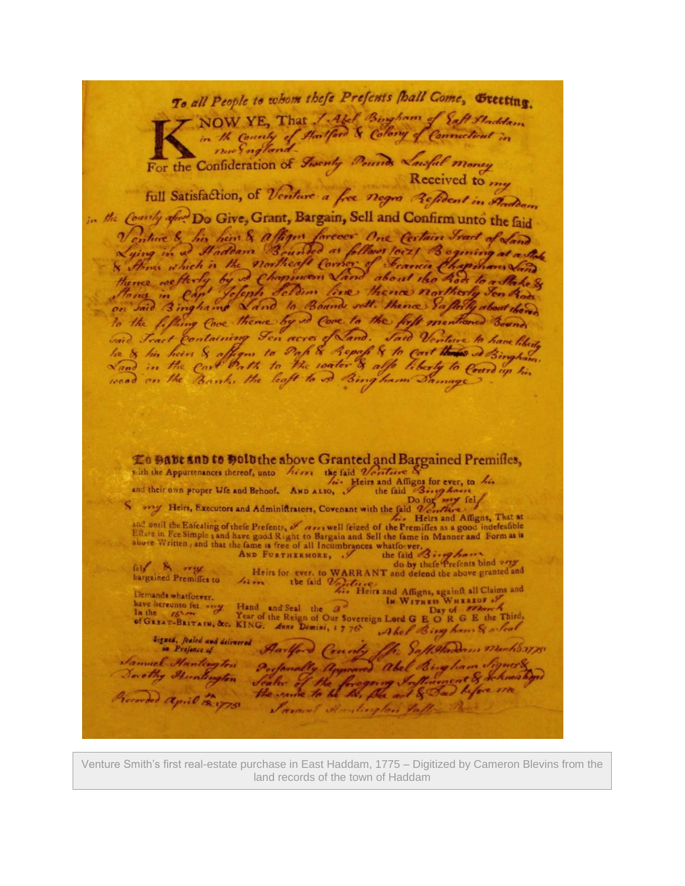To all People to whom these Presents shall Come, Greeting.

KNOW YE, That I Abel Bingham of East Haddam in the County of Hartford & Colony of Connecticut in New England

For the Consideration of Twenty Pounds Lawful money Received to my full Satisfaction, of Venture a free negro Resident in Haddam in the County afore Do Give, Grant, Bargain, Sell and Confirm unto the said Venture & his heirs & assigns forever One Certain Tract of Land Lying in sd Haddam Bounded as follows (viz) Begining at a Stake & Stones which is the northeast Corner of Francis Chapmans Land thence westerly by sd Chapmans Land about 160 Rods to a Stake & Stones in Capt Joseph Seldim line thence northerly Ten Rods on said Binghams Land to Bounds sett. thence Easterly about there to the fishing Cove thence by sd Cove to the first mentioned Bound said Tract Containing Ten acres of Land. Said Venture to have liberty he & his heirs & assigns to Pass & Repass & to Cart thro sd Binghams Land in the Cart Path to the water & also liberty to Coard up his wood on the Bank. the least to sd Bingham Damage

To Have and to Hold the above Granted and Bargained Premises, with the Appurtenances thereof, unto him the said Venture & his Heirs and Assigns for ever, to his and their own proper Use and Behoof. And also, I the said Bingham Do for my self & my Heirs, Executors and Administrators, Covenant with the said Venture his Heirs and Assigns, That at and until the Ensealing of these Presents, I am well seized of the Premises as a good indefeasible Estate in Fee Simple; and have good Right to Bargain and Sell the same in Manner and Form as is above Written; and that the same is free of all Incumbrances whatsoever.

And Furthermore, I the said Bingham do by these Presents bind my self & my Heirs for ever, to WARRANT and defend the above granted and bargained Premises to him the said Venture his Heirs and Assigns, against all Claims and Demands whatsoever.

In Witness Whereof I have hereunto set my Hand and Seal the 3d Day of March In the 15th Year of the Reign of Our Sovereign Lord GEORGE the Third, of Great-Britain, &c. KING. Anno Domini, 1775

Abel Bingham & a Seal

Signed, sealed and delivered in Presence of

Samuel Huntington
Dorothy Huntington

Hartford County ss. East Haddam March 3d 1775
Personally Appeared Abel Bingham Signer & Sealer of the foregoing Instrument & Acknowledged the same to be his free act & Deed before me
Samuel Huntington Justice Peace

Recorded April 18th 1775

Venture Smith's first real-estate purchase in East Haddam, 1775 – Digitized by Cameron Blevins from the land records of the town of Haddam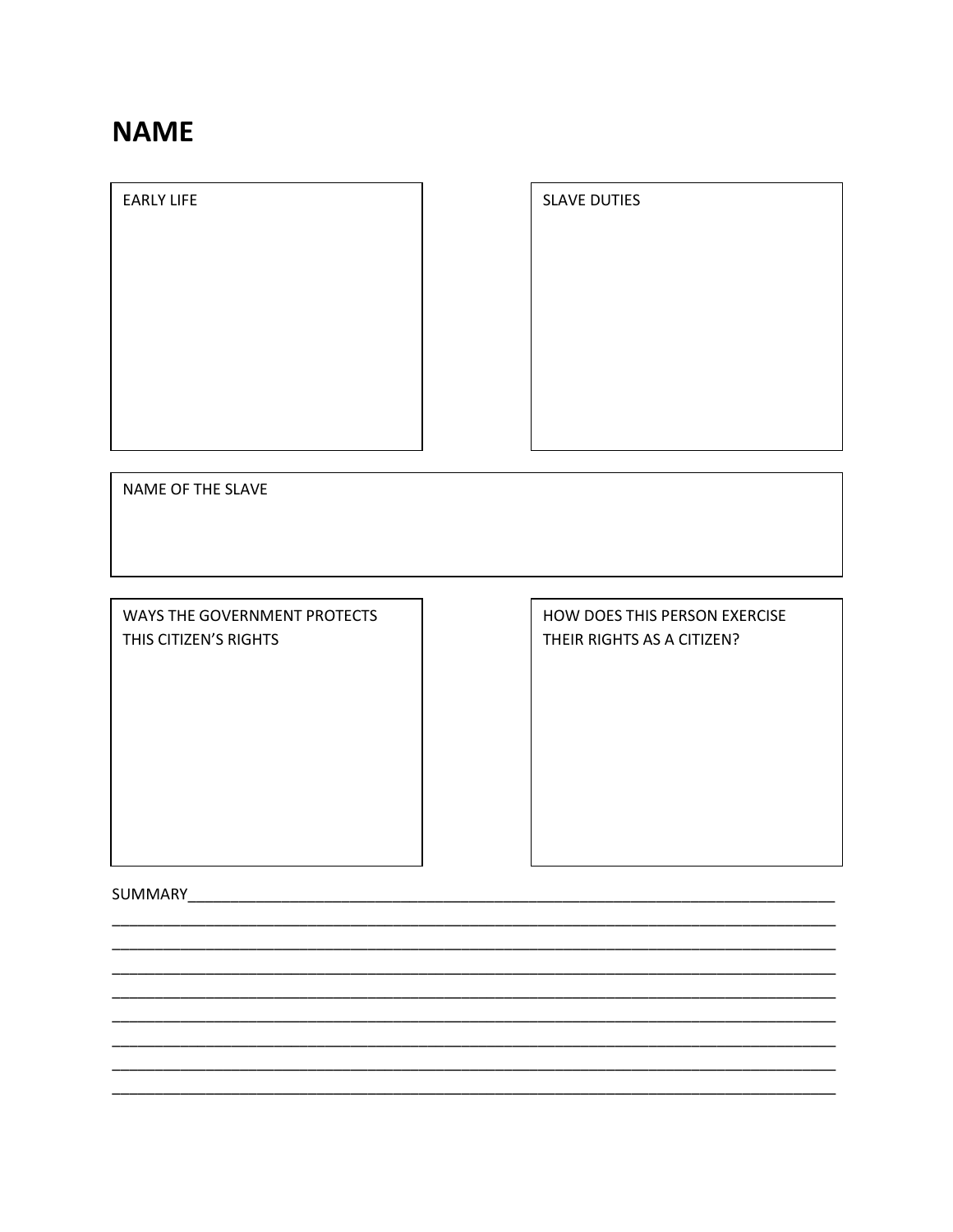# NAME

| EARLY LIFE | SLAVE DUTIES |
| --- | --- |
| | |

NAME OF THE SLAVE

| WAYS THE GOVERNMENT PROTECTS THIS CITIZEN'S RIGHTS | HOW DOES THIS PERSON EXERCISE THEIR RIGHTS AS A CITIZEN? |
| --- | --- |
| | |

SUMMARY______________________________________________________________________________

________________________________________________________________________________________

________________________________________________________________________________________

________________________________________________________________________________________

________________________________________________________________________________________

________________________________________________________________________________________

________________________________________________________________________________________

________________________________________________________________________________________

________________________________________________________________________________________